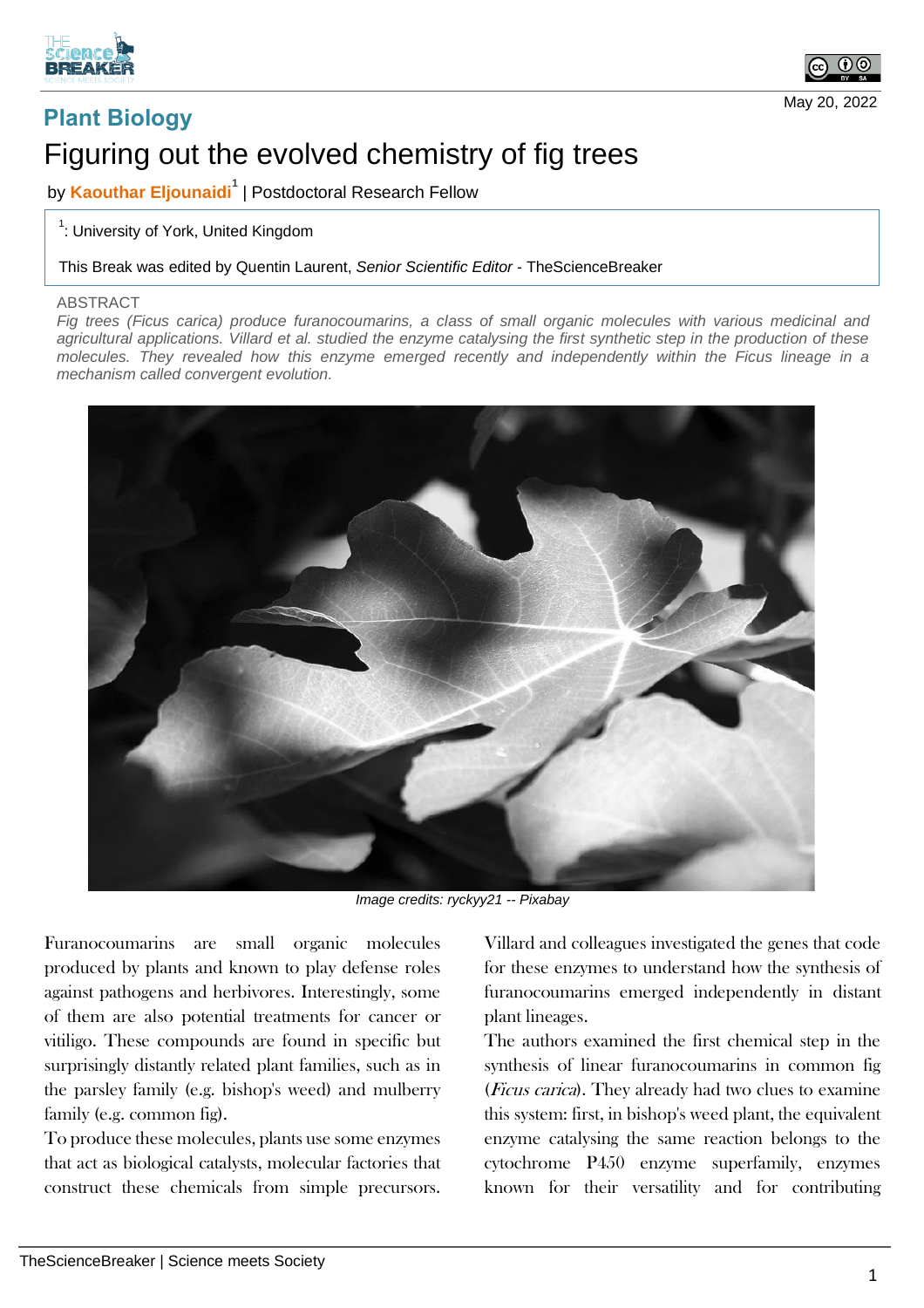Plant Biology

# Figuring out the evolved chemistry of fig trees

by **Kaouthar Eljounaidi**[1] | Postdoctoral Research Fellow

[1]: University of York, United Kingdom

This Break was edited by Quentin Laurent, *Senior Scientific Editor* - TheScienceBreaker

May 20, 2022

ABSTRACT

*Fig trees (Ficus carica) produce furanocoumarins, a class of small organic molecules with various medicinal and agricultural applications. Villard et al. studied the enzyme catalysing the first synthetic step in the production of these molecules. They revealed how this enzyme emerged recently and independently within the Ficus lineage in a mechanism called convergent evolution.*

*Image credits: ryckyy21 -- Pixabay*

Furanocoumarins are small organic molecules produced by plants and known to play defense roles against pathogens and herbivores. Interestingly, some of them are also potential treatments for cancer or vitiligo. These compounds are found in specific but surprisingly distantly related plant families, such as in the parsley family (e.g. bishop's weed) and mulberry family (e.g. common fig).

To produce these molecules, plants use some enzymes that act as biological catalysts, molecular factories that construct these chemicals from simple precursors. Villard and colleagues investigated the genes that code for these enzymes to understand how the synthesis of furanocoumarins emerged independently in distant plant lineages.

The authors examined the first chemical step in the synthesis of linear furanocoumarins in common fig (*Ficus carica*). They already had two clues to examine this system: first, in bishop's weed plant, the equivalent enzyme catalysing the same reaction belongs to the cytochrome P450 enzyme superfamily, enzymes known for their versatility and for contributing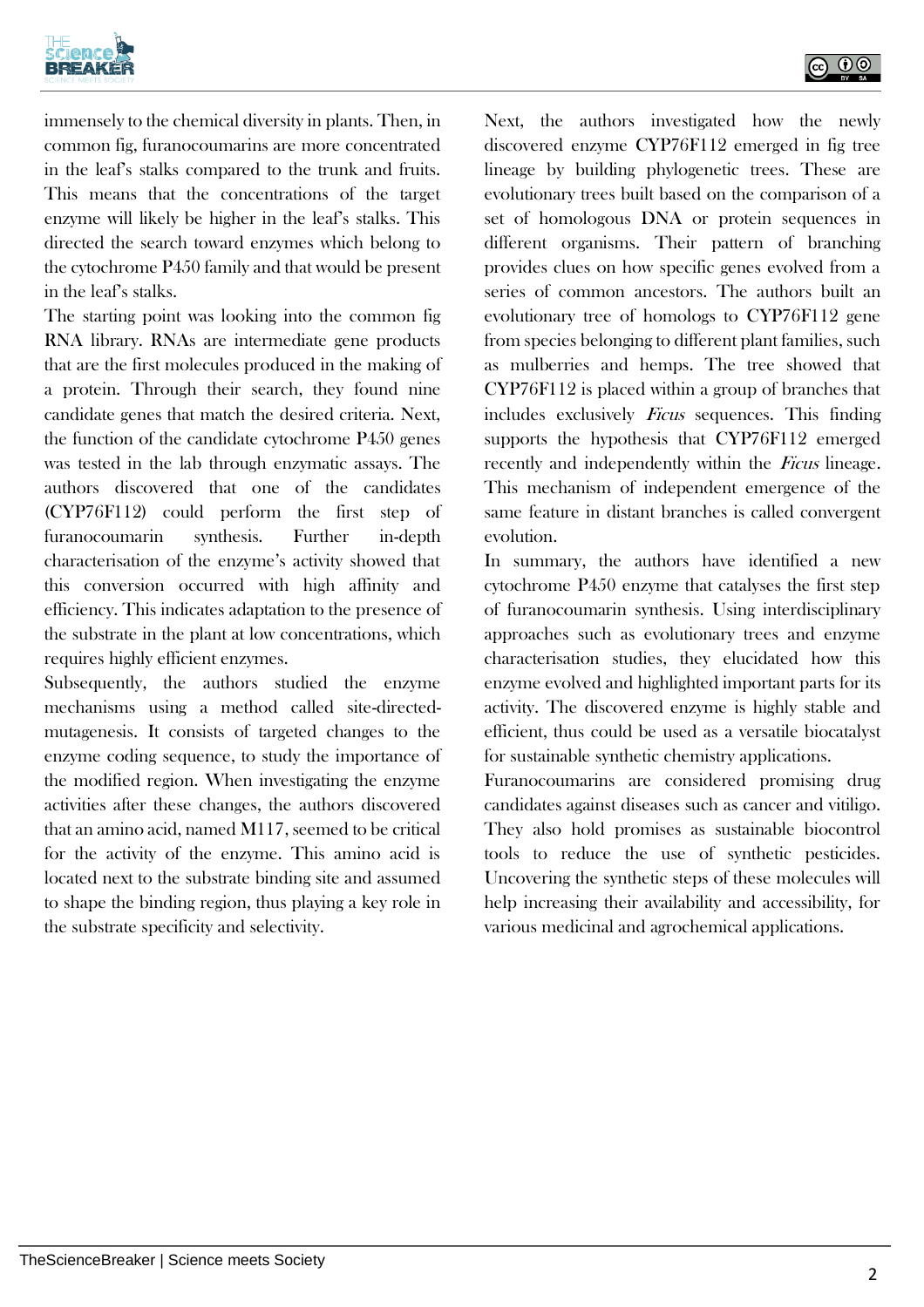immensely to the chemical diversity in plants. Then, in common fig, furanocoumarins are more concentrated in the leaf's stalks compared to the trunk and fruits. This means that the concentrations of the target enzyme will likely be higher in the leaf's stalks. This directed the search toward enzymes which belong to the cytochrome P450 family and that would be present in the leaf's stalks.

The starting point was looking into the common fig RNA library. RNAs are intermediate gene products that are the first molecules produced in the making of a protein. Through their search, they found nine candidate genes that match the desired criteria. Next, the function of the candidate cytochrome P450 genes was tested in the lab through enzymatic assays. The authors discovered that one of the candidates (CYP76F112) could perform the first step of furanocoumarin synthesis. Further in-depth characterisation of the enzyme's activity showed that this conversion occurred with high affinity and efficiency. This indicates adaptation to the presence of the substrate in the plant at low concentrations, which requires highly efficient enzymes.

Subsequently, the authors studied the enzyme mechanisms using a method called site-directed-mutagenesis. It consists of targeted changes to the enzyme coding sequence, to study the importance of the modified region. When investigating the enzyme activities after these changes, the authors discovered that an amino acid, named M117, seemed to be critical for the activity of the enzyme. This amino acid is located next to the substrate binding site and assumed to shape the binding region, thus playing a key role in the substrate specificity and selectivity.

Next, the authors investigated how the newly discovered enzyme CYP76F112 emerged in fig tree lineage by building phylogenetic trees. These are evolutionary trees built based on the comparison of a set of homologous DNA or protein sequences in different organisms. Their pattern of branching provides clues on how specific genes evolved from a series of common ancestors. The authors built an evolutionary tree of homologs to CYP76F112 gene from species belonging to different plant families, such as mulberries and hemps. The tree showed that CYP76F112 is placed within a group of branches that includes exclusively *Ficus* sequences. This finding supports the hypothesis that CYP76F112 emerged recently and independently within the *Ficus* lineage. This mechanism of independent emergence of the same feature in distant branches is called convergent evolution.

In summary, the authors have identified a new cytochrome P450 enzyme that catalyses the first step of furanocoumarin synthesis. Using interdisciplinary approaches such as evolutionary trees and enzyme characterisation studies, they elucidated how this enzyme evolved and highlighted important parts for its activity. The discovered enzyme is highly stable and efficient, thus could be used as a versatile biocatalyst for sustainable synthetic chemistry applications.

Furanocoumarins are considered promising drug candidates against diseases such as cancer and vitiligo. They also hold promises as sustainable biocontrol tools to reduce the use of synthetic pesticides. Uncovering the synthetic steps of these molecules will help increasing their availability and accessibility, for various medicinal and agrochemical applications.